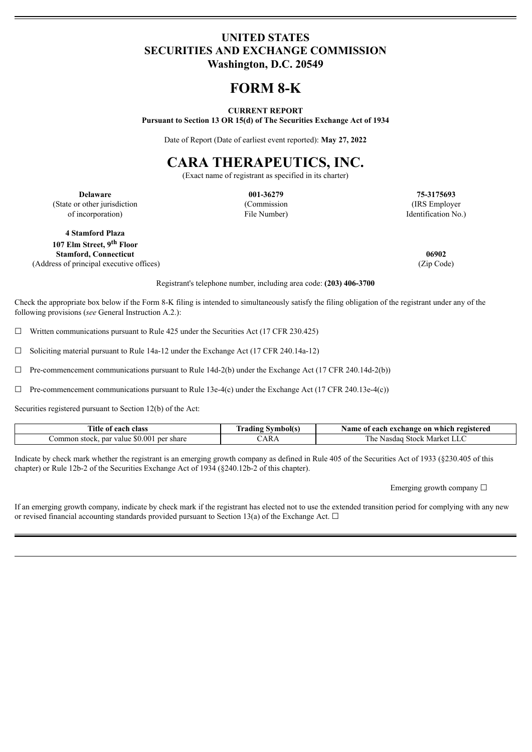# UNITED STATES
# SECURITIES AND EXCHANGE COMMISSION
**Washington, D.C. 20549**

# FORM 8-K

**CURRENT REPORT**
**Pursuant to Section 13 OR 15(d) of The Securities Exchange Act of 1934**

Date of Report (Date of earliest event reported): **May 27, 2022**

# CARA THERAPEUTICS, INC.

(Exact name of registrant as specified in its charter)

| **Delaware** | **001-36279** | **75-3175693** |
|---|---|---|
| (State or other jurisdiction of incorporation) | (Commission File Number) | (IRS Employer Identification No.) |

**4 Stamford Plaza**
**107 Elm Street, 9th Floor**
**Stamford, Connecticut** — **06902**
(Address of principal executive offices) — (Zip Code)

Registrant's telephone number, including area code: **(203) 406-3700**

Check the appropriate box below if the Form 8-K filing is intended to simultaneously satisfy the filing obligation of the registrant under any of the following provisions (*see* General Instruction A.2.):

☐ Written communications pursuant to Rule 425 under the Securities Act (17 CFR 230.425)

☐ Soliciting material pursuant to Rule 14a-12 under the Exchange Act (17 CFR 240.14a-12)

☐ Pre-commencement communications pursuant to Rule 14d-2(b) under the Exchange Act (17 CFR 240.14d-2(b))

☐ Pre-commencement communications pursuant to Rule 13e-4(c) under the Exchange Act (17 CFR 240.13e-4(c))

Securities registered pursuant to Section 12(b) of the Act:

| Title of each class | Trading Symbol(s) | Name of each exchange on which registered |
|---|---|---|
| Common stock, par value $0.001 per share | CARA | The Nasdaq Stock Market LLC |

Indicate by check mark whether the registrant is an emerging growth company as defined in Rule 405 of the Securities Act of 1933 (§230.405 of this chapter) or Rule 12b-2 of the Securities Exchange Act of 1934 (§240.12b-2 of this chapter).

Emerging growth company ☐

If an emerging growth company, indicate by check mark if the registrant has elected not to use the extended transition period for complying with any new or revised financial accounting standards provided pursuant to Section 13(a) of the Exchange Act. ☐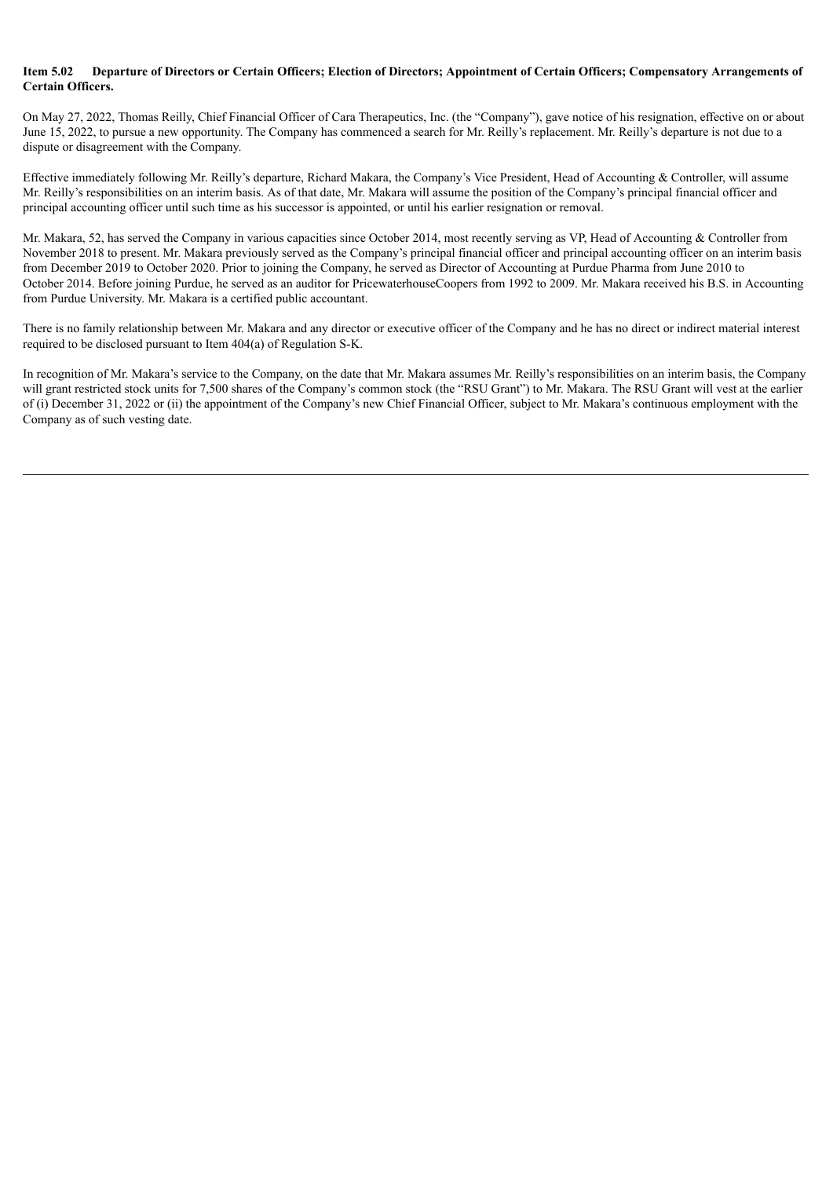**Item 5.02 Departure of Directors or Certain Officers; Election of Directors; Appointment of Certain Officers; Compensatory Arrangements of Certain Officers.**

On May 27, 2022, Thomas Reilly, Chief Financial Officer of Cara Therapeutics, Inc. (the "Company"), gave notice of his resignation, effective on or about June 15, 2022, to pursue a new opportunity. The Company has commenced a search for Mr. Reilly's replacement. Mr. Reilly's departure is not due to a dispute or disagreement with the Company.

Effective immediately following Mr. Reilly's departure, Richard Makara, the Company's Vice President, Head of Accounting & Controller, will assume Mr. Reilly's responsibilities on an interim basis. As of that date, Mr. Makara will assume the position of the Company's principal financial officer and principal accounting officer until such time as his successor is appointed, or until his earlier resignation or removal.

Mr. Makara, 52, has served the Company in various capacities since October 2014, most recently serving as VP, Head of Accounting & Controller from November 2018 to present. Mr. Makara previously served as the Company's principal financial officer and principal accounting officer on an interim basis from December 2019 to October 2020. Prior to joining the Company, he served as Director of Accounting at Purdue Pharma from June 2010 to October 2014. Before joining Purdue, he served as an auditor for PricewaterhouseCoopers from 1992 to 2009. Mr. Makara received his B.S. in Accounting from Purdue University. Mr. Makara is a certified public accountant.

There is no family relationship between Mr. Makara and any director or executive officer of the Company and he has no direct or indirect material interest required to be disclosed pursuant to Item 404(a) of Regulation S-K.

In recognition of Mr. Makara's service to the Company, on the date that Mr. Makara assumes Mr. Reilly's responsibilities on an interim basis, the Company will grant restricted stock units for 7,500 shares of the Company's common stock (the "RSU Grant") to Mr. Makara. The RSU Grant will vest at the earlier of (i) December 31, 2022 or (ii) the appointment of the Company's new Chief Financial Officer, subject to Mr. Makara's continuous employment with the Company as of such vesting date.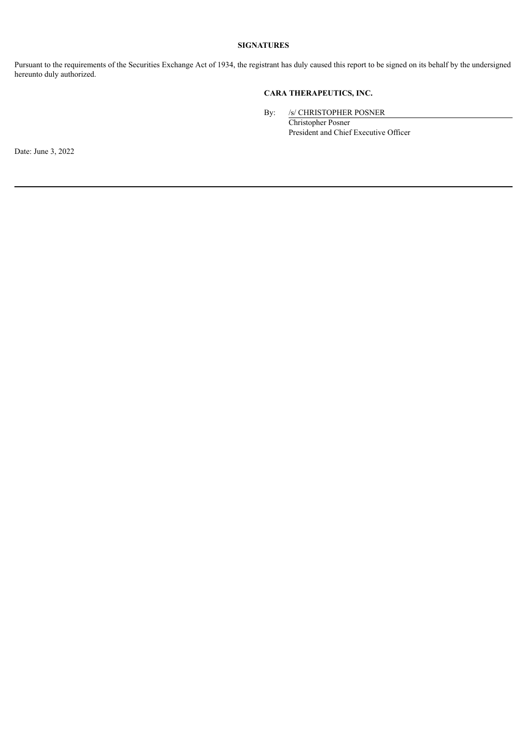**SIGNATURES**

Pursuant to the requirements of the Securities Exchange Act of 1934, the registrant has duly caused this report to be signed on its behalf by the undersigned hereunto duly authorized.

**CARA THERAPEUTICS, INC.**

By: /s/ CHRISTOPHER POSNER
Christopher Posner
President and Chief Executive Officer

Date: June 3, 2022